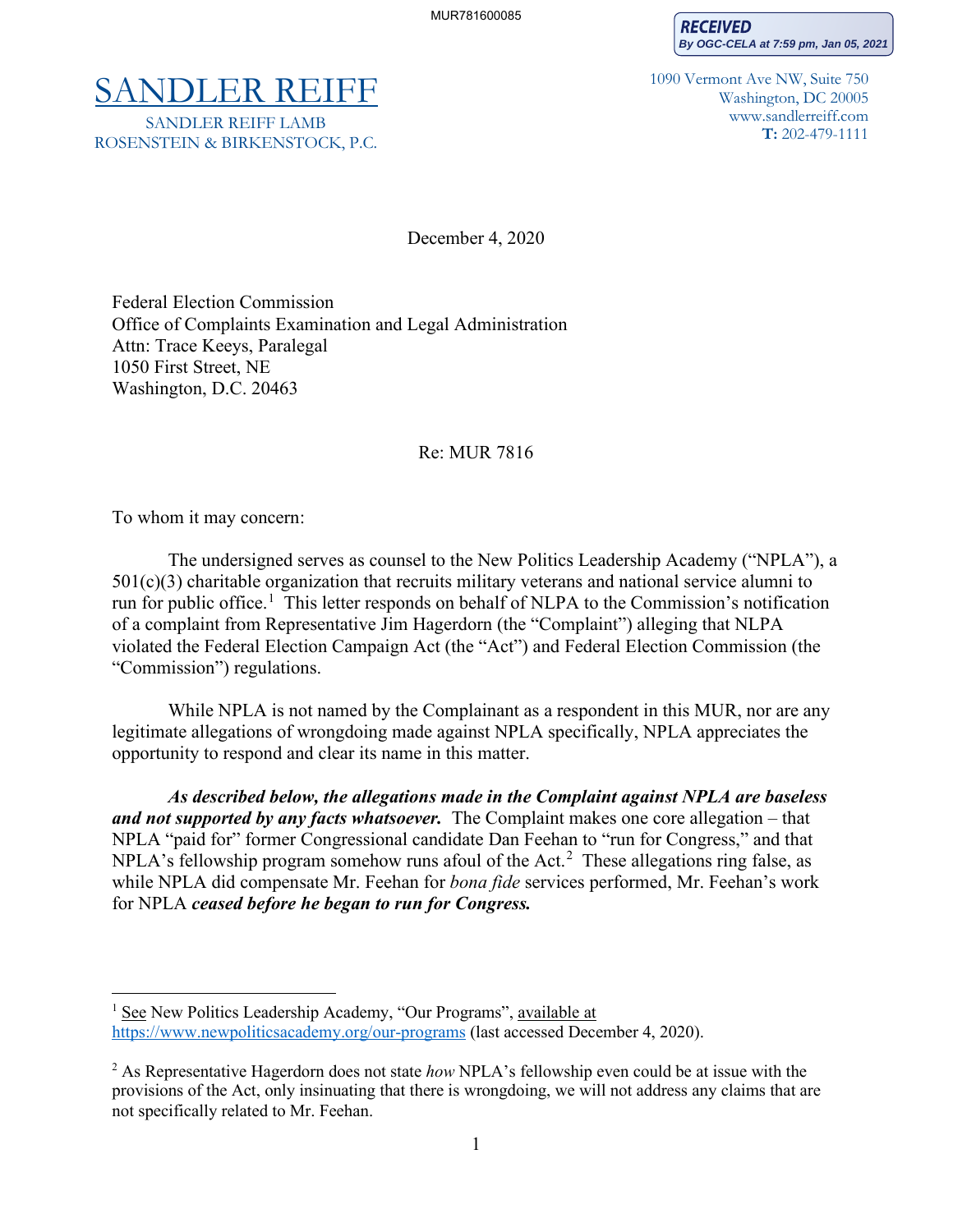MUR781600085

**RECEIVED**
*By OGC-CELA at 7:59 pm, Jan 05, 2021*

# SANDLER REIFF

SANDLER REIFF LAMB
ROSENSTEIN & BIRKENSTOCK, P.C.

1090 Vermont Ave NW, Suite 750
Washington, DC 20005
www.sandlerreiff.com
**T:** 202-479-1111

December 4, 2020

Federal Election Commission
Office of Complaints Examination and Legal Administration
Attn: Trace Keeys, Paralegal
1050 First Street, NE
Washington, D.C. 20463

Re: MUR 7816

To whom it may concern:

The undersigned serves as counsel to the New Politics Leadership Academy ("NPLA"), a 501(c)(3) charitable organization that recruits military veterans and national service alumni to run for public office.[1] This letter responds on behalf of NLPA to the Commission's notification of a complaint from Representative Jim Hagerdorn (the "Complaint") alleging that NLPA violated the Federal Election Campaign Act (the "Act") and Federal Election Commission (the "Commission") regulations.

While NPLA is not named by the Complainant as a respondent in this MUR, nor are any legitimate allegations of wrongdoing made against NPLA specifically, NPLA appreciates the opportunity to respond and clear its name in this matter.

***As described below, the allegations made in the Complaint against NPLA are baseless and not supported by any facts whatsoever.*** The Complaint makes one core allegation – that NPLA "paid for" former Congressional candidate Dan Feehan to "run for Congress," and that NPLA's fellowship program somehow runs afoul of the Act.[2] These allegations ring false, as while NPLA did compensate Mr. Feehan for *bona fide* services performed, Mr. Feehan's work for NPLA ***ceased before he began to run for Congress.***

---

[1] See New Politics Leadership Academy, "Our Programs", available at https://www.newpoliticsacademy.org/our-programs (last accessed December 4, 2020).

[2] As Representative Hagerdorn does not state *how* NPLA's fellowship even could be at issue with the provisions of the Act, only insinuating that there is wrongdoing, we will not address any claims that are not specifically related to Mr. Feehan.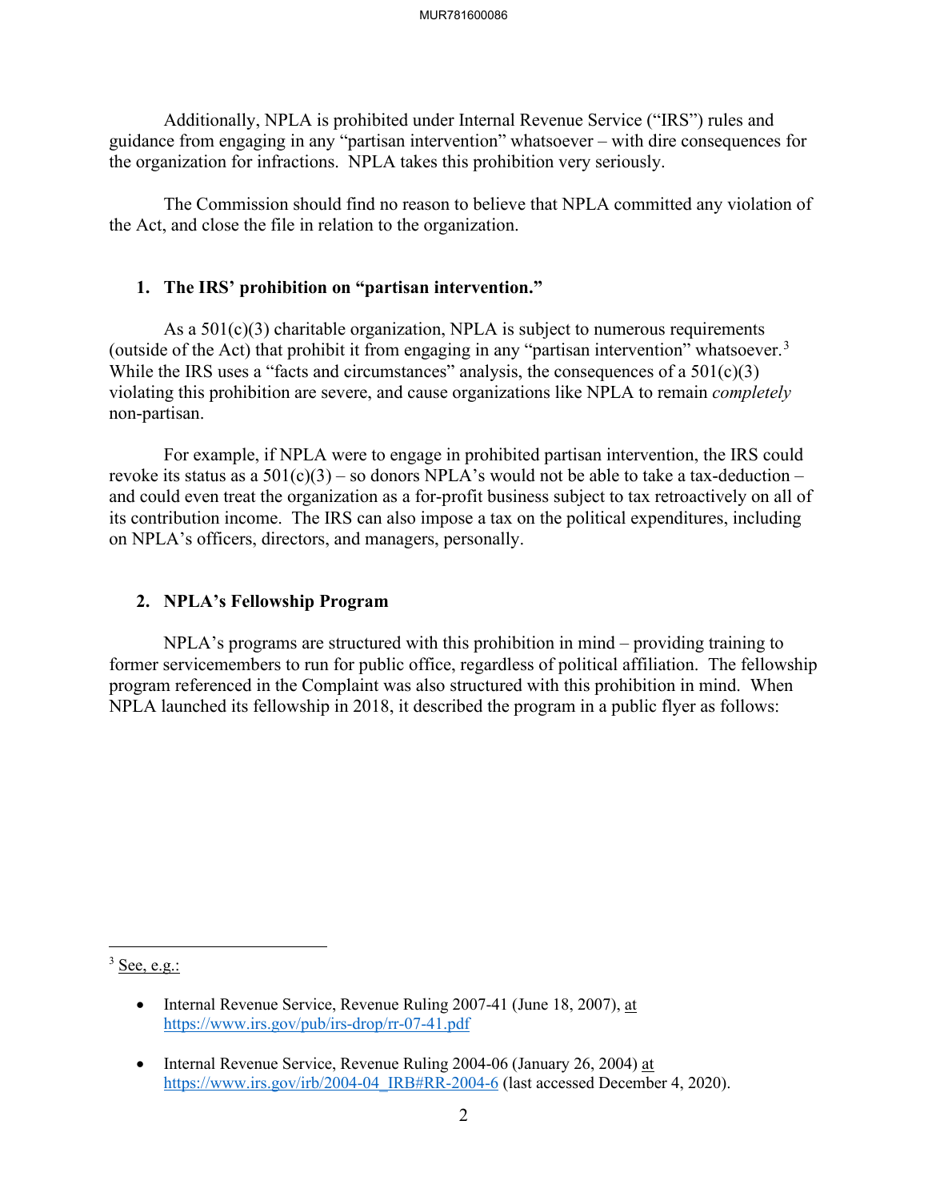Additionally, NPLA is prohibited under Internal Revenue Service ("IRS") rules and guidance from engaging in any "partisan intervention" whatsoever – with dire consequences for the organization for infractions. NPLA takes this prohibition very seriously.

The Commission should find no reason to believe that NPLA committed any violation of the Act, and close the file in relation to the organization.

## 1. The IRS' prohibition on "partisan intervention."

As a 501(c)(3) charitable organization, NPLA is subject to numerous requirements (outside of the Act) that prohibit it from engaging in any "partisan intervention" whatsoever.[3] While the IRS uses a "facts and circumstances" analysis, the consequences of a 501(c)(3) violating this prohibition are severe, and cause organizations like NPLA to remain *completely* non-partisan.

For example, if NPLA were to engage in prohibited partisan intervention, the IRS could revoke its status as a 501(c)(3) – so donors NPLA's would not be able to take a tax-deduction – and could even treat the organization as a for-profit business subject to tax retroactively on all of its contribution income. The IRS can also impose a tax on the political expenditures, including on NPLA's officers, directors, and managers, personally.

## 2. NPLA's Fellowship Program

NPLA's programs are structured with this prohibition in mind – providing training to former servicemembers to run for public office, regardless of political affiliation. The fellowship program referenced in the Complaint was also structured with this prohibition in mind. When NPLA launched its fellowship in 2018, it described the program in a public flyer as follows:

---

[3] See, e.g.:

- Internal Revenue Service, Revenue Ruling 2007-41 (June 18, 2007), at https://www.irs.gov/pub/irs-drop/rr-07-41.pdf
- Internal Revenue Service, Revenue Ruling 2004-06 (January 26, 2004) at https://www.irs.gov/irb/2004-04_IRB#RR-2004-6 (last accessed December 4, 2020).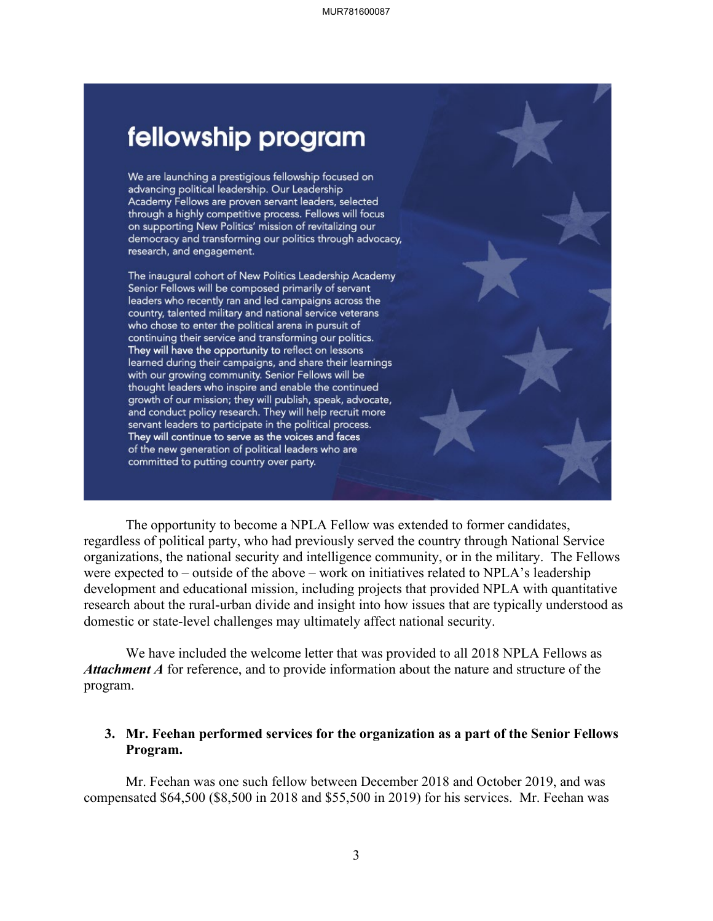## fellowship program

We are launching a prestigious fellowship focused on advancing political leadership. Our Leadership Academy Fellows are proven servant leaders, selected through a highly competitive process. Fellows will focus on supporting New Politics' mission of revitalizing our democracy and transforming our politics through advocacy, research, and engagement.

The inaugural cohort of New Politics Leadership Academy Senior Fellows will be composed primarily of servant leaders who recently ran and led campaigns across the country, talented military and national service veterans who chose to enter the political arena in pursuit of continuing their service and transforming our politics. **They will have the opportunity to** reflect on lessons learned during their campaigns, and share their learnings with our growing community. Senior Fellows will be thought leaders who inspire and enable the continued growth of our mission; they will publish, speak, advocate, and conduct policy research. They will help recruit more servant leaders to participate in the political process. **They will continue to serve as the voices and faces** of the new generation of political leaders who are committed to putting country over party.

The opportunity to become a NPLA Fellow was extended to former candidates, regardless of political party, who had previously served the country through National Service organizations, the national security and intelligence community, or in the military. The Fellows were expected to – outside of the above – work on initiatives related to NPLA's leadership development and educational mission, including projects that provided NPLA with quantitative research about the rural-urban divide and insight into how issues that are typically understood as domestic or state-level challenges may ultimately affect national security.

We have included the welcome letter that was provided to all 2018 NPLA Fellows as ***Attachment A*** for reference, and to provide information about the nature and structure of the program.

**3. Mr. Feehan performed services for the organization as a part of the Senior Fellows Program.**

Mr. Feehan was one such fellow between December 2018 and October 2019, and was compensated $64,500 ($8,500 in 2018 and $55,500 in 2019) for his services. Mr. Feehan was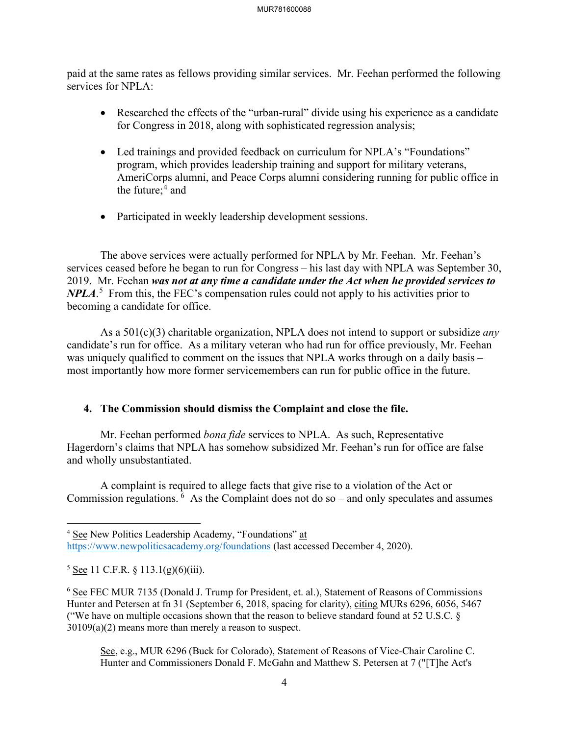paid at the same rates as fellows providing similar services. Mr. Feehan performed the following services for NPLA:

- Researched the effects of the "urban-rural" divide using his experience as a candidate for Congress in 2018, along with sophisticated regression analysis;
- Led trainings and provided feedback on curriculum for NPLA's "Foundations" program, which provides leadership training and support for military veterans, AmeriCorps alumni, and Peace Corps alumni considering running for public office in the future;[4] and
- Participated in weekly leadership development sessions.

The above services were actually performed for NPLA by Mr. Feehan. Mr. Feehan's services ceased before he began to run for Congress – his last day with NPLA was September 30, 2019. Mr. Feehan ***was not at any time a candidate under the Act when he provided services to NPLA***.[5] From this, the FEC's compensation rules could not apply to his activities prior to becoming a candidate for office.

As a 501(c)(3) charitable organization, NPLA does not intend to support or subsidize *any* candidate's run for office. As a military veteran who had run for office previously, Mr. Feehan was uniquely qualified to comment on the issues that NPLA works through on a daily basis – most importantly how more former servicemembers can run for public office in the future.

### 4. The Commission should dismiss the Complaint and close the file.

Mr. Feehan performed *bona fide* services to NPLA. As such, Representative Hagerdorn's claims that NPLA has somehow subsidized Mr. Feehan's run for office are false and wholly unsubstantiated.

A complaint is required to allege facts that give rise to a violation of the Act or Commission regulations.[6] As the Complaint does not do so – and only speculates and assumes

---

[4] See New Politics Leadership Academy, "Foundations" at https://www.newpoliticsacademy.org/foundations (last accessed December 4, 2020).

[5] See 11 C.F.R. § 113.1(g)(6)(iii).

[6] See FEC MUR 7135 (Donald J. Trump for President, et. al.), Statement of Reasons of Commissions Hunter and Petersen at fn 31 (September 6, 2018, spacing for clarity), citing MURs 6296, 6056, 5467 ("We have on multiple occasions shown that the reason to believe standard found at 52 U.S.C. § 30109(a)(2) means more than merely a reason to suspect.

See, e.g., MUR 6296 (Buck for Colorado), Statement of Reasons of Vice-Chair Caroline C. Hunter and Commissioners Donald F. McGahn and Matthew S. Petersen at 7 ("[T]he Act's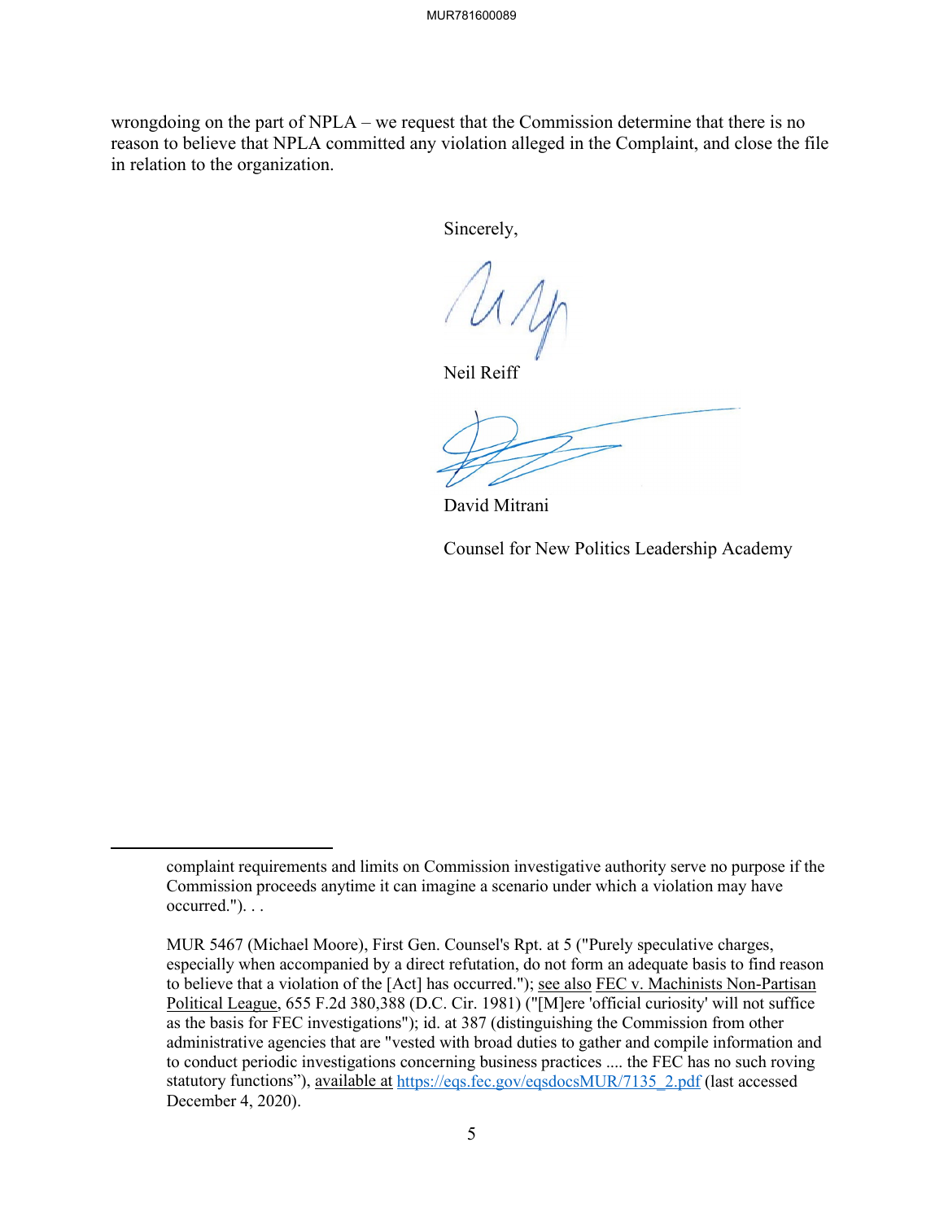wrongdoing on the part of NPLA – we request that the Commission determine that there is no reason to believe that NPLA committed any violation alleged in the Complaint, and close the file in relation to the organization.

Sincerely,

Neil Reiff

David Mitrani

Counsel for New Politics Leadership Academy

---

complaint requirements and limits on Commission investigative authority serve no purpose if the Commission proceeds anytime it can imagine a scenario under which a violation may have occurred."). . .

MUR 5467 (Michael Moore), First Gen. Counsel's Rpt. at 5 ("Purely speculative charges, especially when accompanied by a direct refutation, do not form an adequate basis to find reason to believe that a violation of the [Act] has occurred."); see also FEC v. Machinists Non-Partisan Political League, 655 F.2d 380,388 (D.C. Cir. 1981) ("[M]ere 'official curiosity' will not suffice as the basis for FEC investigations"); id. at 387 (distinguishing the Commission from other administrative agencies that are "vested with broad duties to gather and compile information and to conduct periodic investigations concerning business practices .... the FEC has no such roving statutory functions"), available at https://eqs.fec.gov/eqsdocsMUR/7135_2.pdf (last accessed December 4, 2020).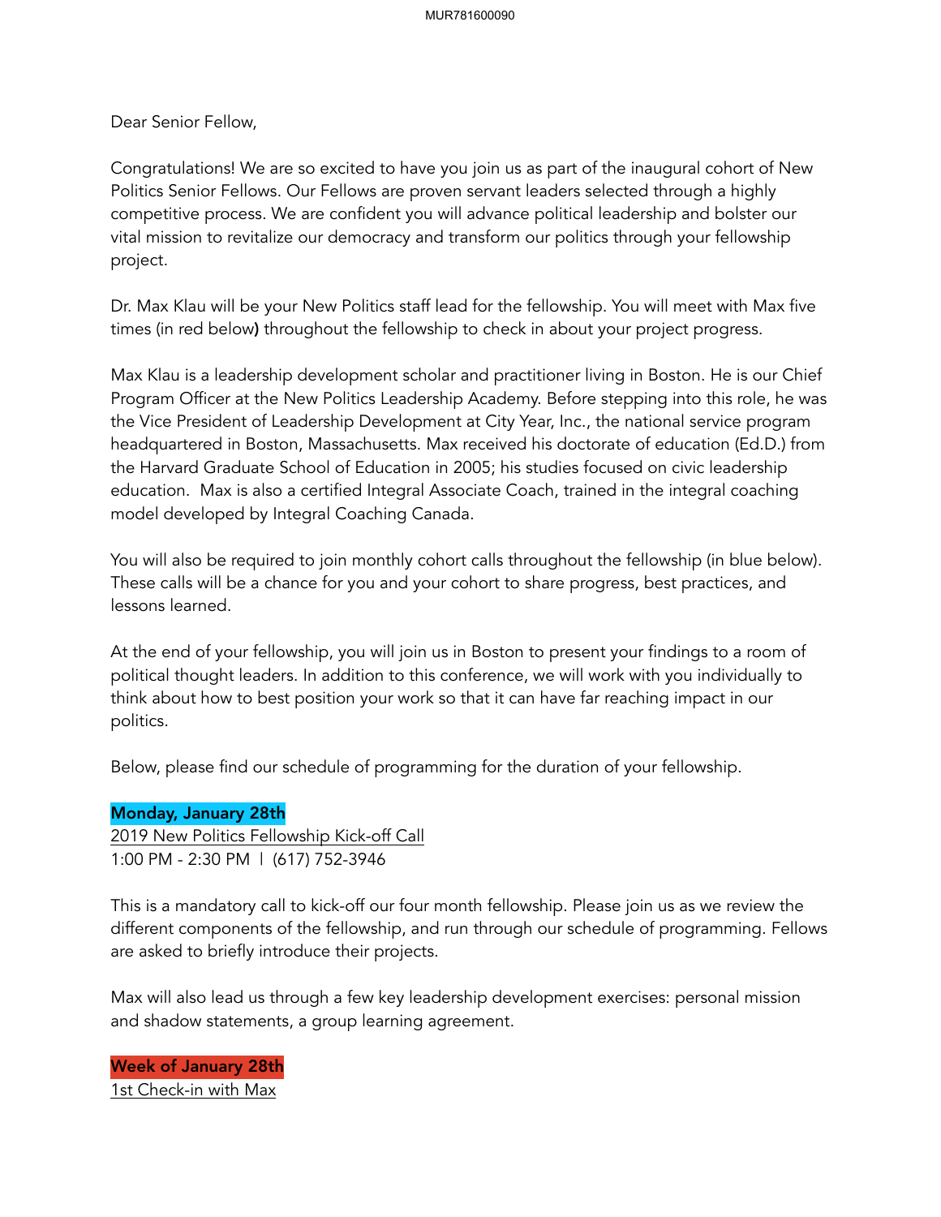Dear Senior Fellow,

Congratulations! We are so excited to have you join us as part of the inaugural cohort of New Politics Senior Fellows. Our Fellows are proven servant leaders selected through a highly competitive process. We are confident you will advance political leadership and bolster our vital mission to revitalize our democracy and transform our politics through your fellowship project.

Dr. Max Klau will be your New Politics staff lead for the fellowship. You will meet with Max five times (in red below) throughout the fellowship to check in about your project progress.

Max Klau is a leadership development scholar and practitioner living in Boston. He is our Chief Program Officer at the New Politics Leadership Academy. Before stepping into this role, he was the Vice President of Leadership Development at City Year, Inc., the national service program headquartered in Boston, Massachusetts. Max received his doctorate of education (Ed.D.) from the Harvard Graduate School of Education in 2005; his studies focused on civic leadership education. Max is also a certified Integral Associate Coach, trained in the integral coaching model developed by Integral Coaching Canada.

You will also be required to join monthly cohort calls throughout the fellowship (in blue below). These calls will be a chance for you and your cohort to share progress, best practices, and lessons learned.

At the end of your fellowship, you will join us in Boston to present your findings to a room of political thought leaders. In addition to this conference, we will work with you individually to think about how to best position your work so that it can have far reaching impact in our politics.

Below, please find our schedule of programming for the duration of your fellowship.

**Monday, January 28th**
2019 New Politics Fellowship Kick-off Call
1:00 PM - 2:30 PM | (617) 752-3946

This is a mandatory call to kick-off our four month fellowship. Please join us as we review the different components of the fellowship, and run through our schedule of programming. Fellows are asked to briefly introduce their projects.

Max will also lead us through a few key leadership development exercises: personal mission and shadow statements, a group learning agreement.

**Week of January 28th**
1st Check-in with Max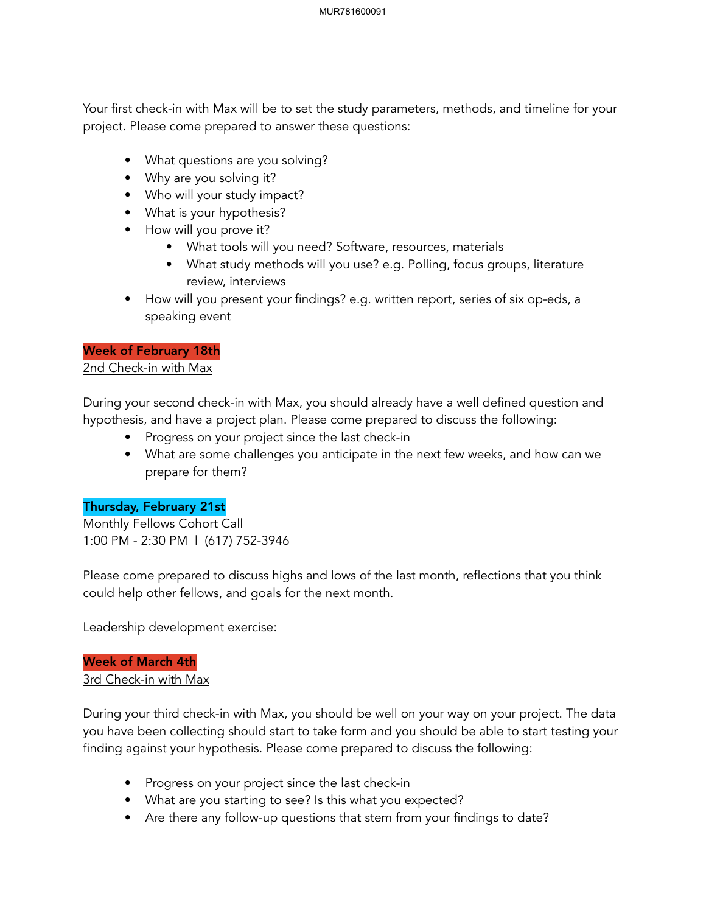Your first check-in with Max will be to set the study parameters, methods, and timeline for your project. Please come prepared to answer these questions:

- What questions are you solving?
- Why are you solving it?
- Who will your study impact?
- What is your hypothesis?
- How will you prove it?
  - What tools will you need? Software, resources, materials
  - What study methods will you use? e.g. Polling, focus groups, literature review, interviews
- How will you present your findings? e.g. written report, series of six op-eds, a speaking event

**Week of February 18th**

2nd Check-in with Max

During your second check-in with Max, you should already have a well defined question and hypothesis, and have a project plan. Please come prepared to discuss the following:

- Progress on your project since the last check-in
- What are some challenges you anticipate in the next few weeks, and how can we prepare for them?

**Thursday, February 21st**

Monthly Fellows Cohort Call

1:00 PM - 2:30 PM | (617) 752-3946

Please come prepared to discuss highs and lows of the last month, reflections that you think could help other fellows, and goals for the next month.

Leadership development exercise:

**Week of March 4th**

3rd Check-in with Max

During your third check-in with Max, you should be well on your way on your project. The data you have been collecting should start to take form and you should be able to start testing your finding against your hypothesis. Please come prepared to discuss the following:

- Progress on your project since the last check-in
- What are you starting to see? Is this what you expected?
- Are there any follow-up questions that stem from your findings to date?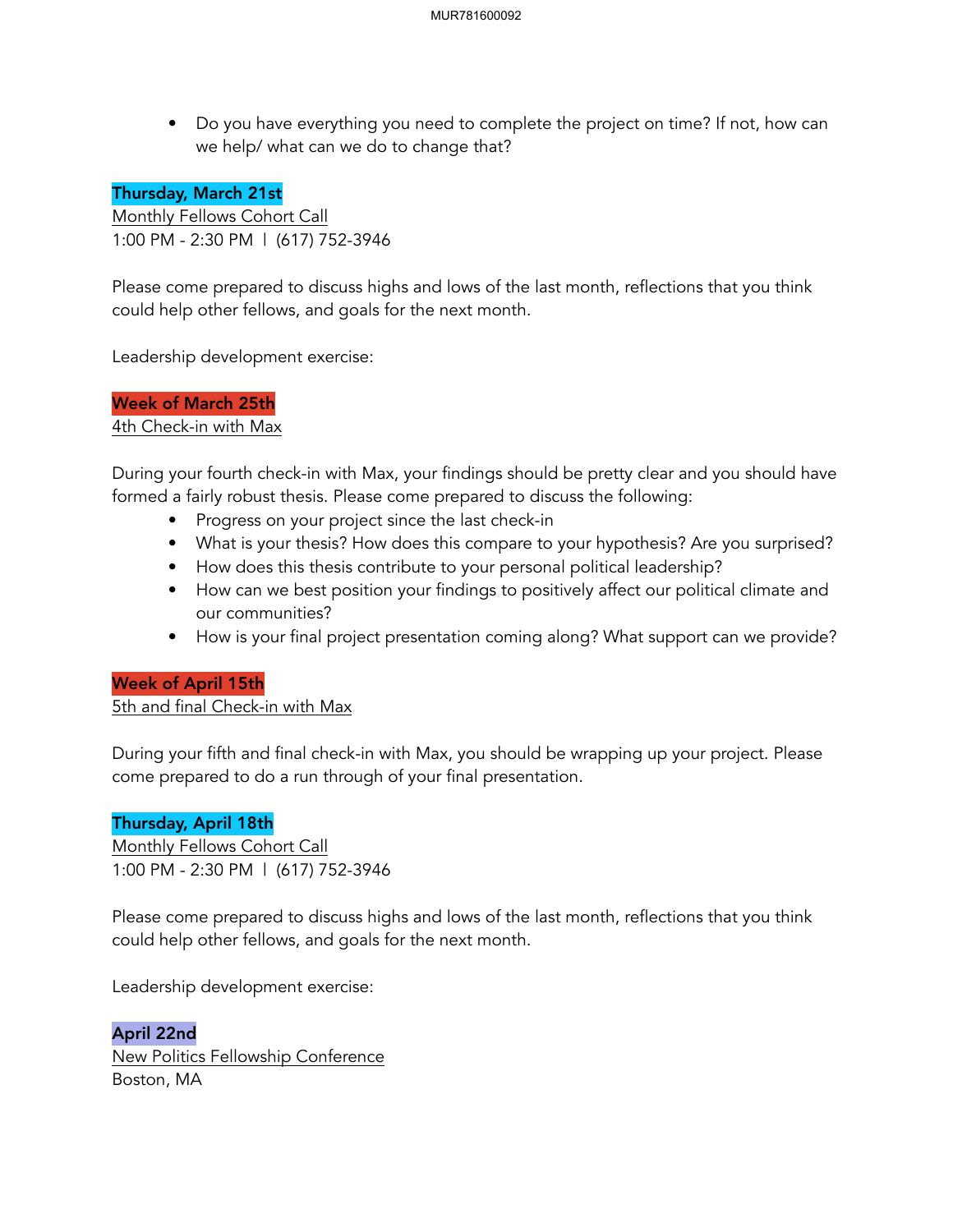- Do you have everything you need to complete the project on time? If not, how can we help/ what can we do to change that?

**Thursday, March 21st**

Monthly Fellows Cohort Call

1:00 PM - 2:30 PM | (617) 752-3946

Please come prepared to discuss highs and lows of the last month, reflections that you think could help other fellows, and goals for the next month.

Leadership development exercise:

**Week of March 25th**

4th Check-in with Max

During your fourth check-in with Max, your findings should be pretty clear and you should have formed a fairly robust thesis. Please come prepared to discuss the following:

- Progress on your project since the last check-in
- What is your thesis? How does this compare to your hypothesis? Are you surprised?
- How does this thesis contribute to your personal political leadership?
- How can we best position your findings to positively affect our political climate and our communities?
- How is your final project presentation coming along? What support can we provide?

**Week of April 15th**

5th and final Check-in with Max

During your fifth and final check-in with Max, you should be wrapping up your project. Please come prepared to do a run through of your final presentation.

**Thursday, April 18th**

Monthly Fellows Cohort Call

1:00 PM - 2:30 PM | (617) 752-3946

Please come prepared to discuss highs and lows of the last month, reflections that you think could help other fellows, and goals for the next month.

Leadership development exercise:

**April 22nd**

New Politics Fellowship Conference

Boston, MA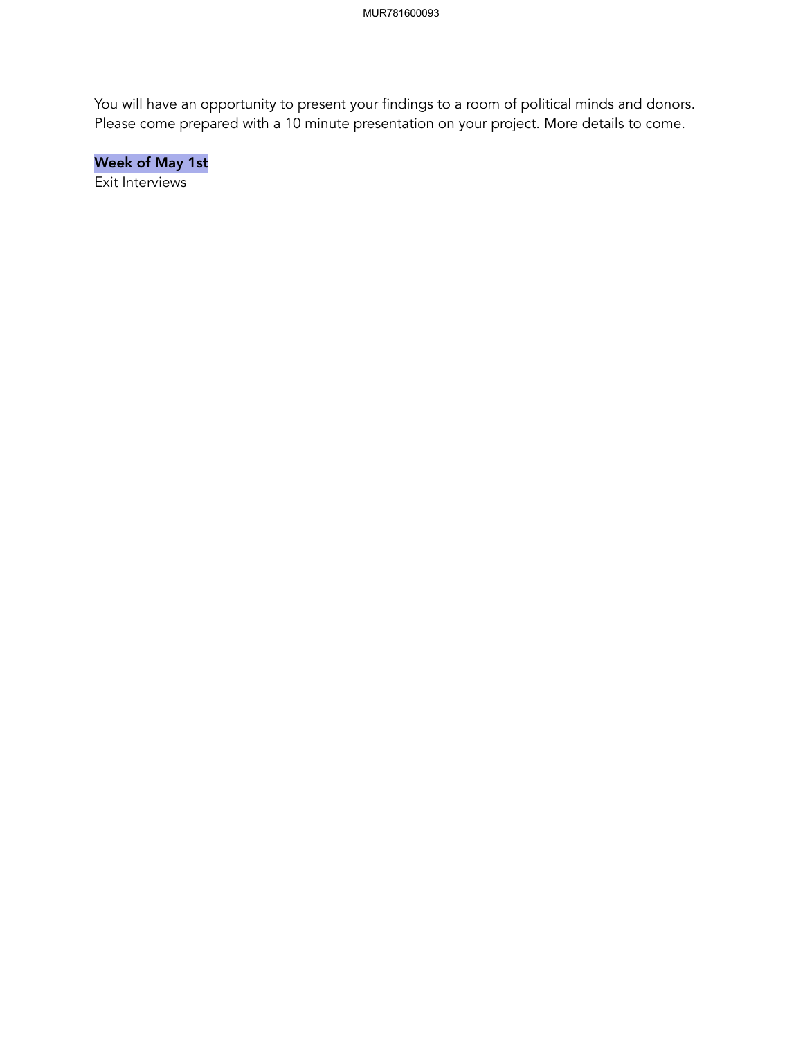You will have an opportunity to present your findings to a room of political minds and donors. Please come prepared with a 10 minute presentation on your project. More details to come.

**Week of May 1st**
Exit Interviews